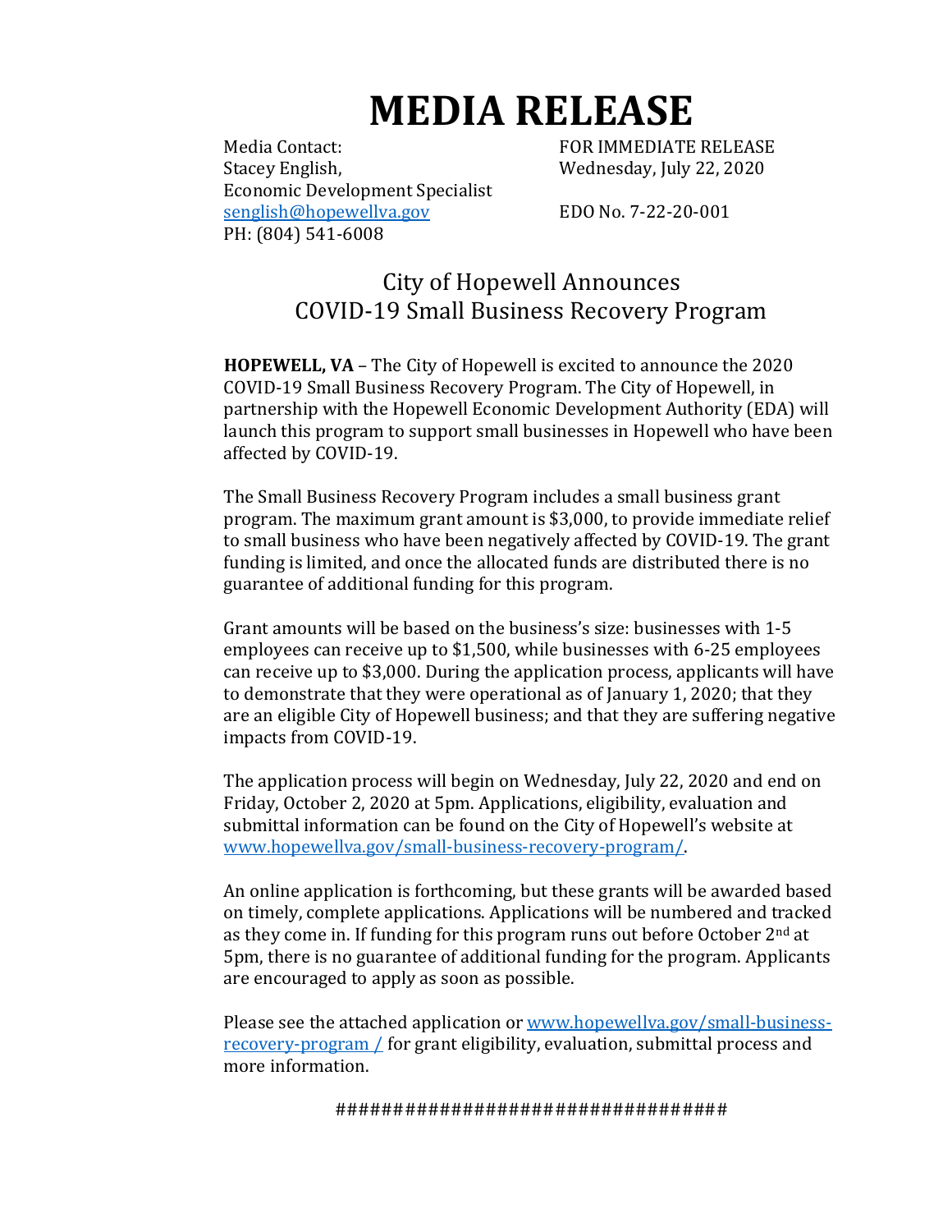# MEDIA RELEASE

Media Contact:
Stacey English,
Economic Development Specialist
senglish@hopewellva.gov
PH: (804) 541-6008

FOR IMMEDIATE RELEASE
Wednesday, July 22, 2020

EDO No. 7-22-20-001

## City of Hopewell Announces COVID-19 Small Business Recovery Program

**HOPEWELL, VA** – The City of Hopewell is excited to announce the 2020 COVID-19 Small Business Recovery Program. The City of Hopewell, in partnership with the Hopewell Economic Development Authority (EDA) will launch this program to support small businesses in Hopewell who have been affected by COVID-19.

The Small Business Recovery Program includes a small business grant program. The maximum grant amount is $3,000, to provide immediate relief to small business who have been negatively affected by COVID-19. The grant funding is limited, and once the allocated funds are distributed there is no guarantee of additional funding for this program.

Grant amounts will be based on the business's size: businesses with 1-5 employees can receive up to $1,500, while businesses with 6-25 employees can receive up to $3,000. During the application process, applicants will have to demonstrate that they were operational as of January 1, 2020; that they are an eligible City of Hopewell business; and that they are suffering negative impacts from COVID-19.

The application process will begin on Wednesday, July 22, 2020 and end on Friday, October 2, 2020 at 5pm. Applications, eligibility, evaluation and submittal information can be found on the City of Hopewell's website at www.hopewellva.gov/small-business-recovery-program/.

An online application is forthcoming, but these grants will be awarded based on timely, complete applications. Applications will be numbered and tracked as they come in. If funding for this program runs out before October 2nd at 5pm, there is no guarantee of additional funding for the program. Applicants are encouraged to apply as soon as possible.

Please see the attached application or www.hopewellva.gov/small-business-recovery-program / for grant eligibility, evaluation, submittal process and more information.

################################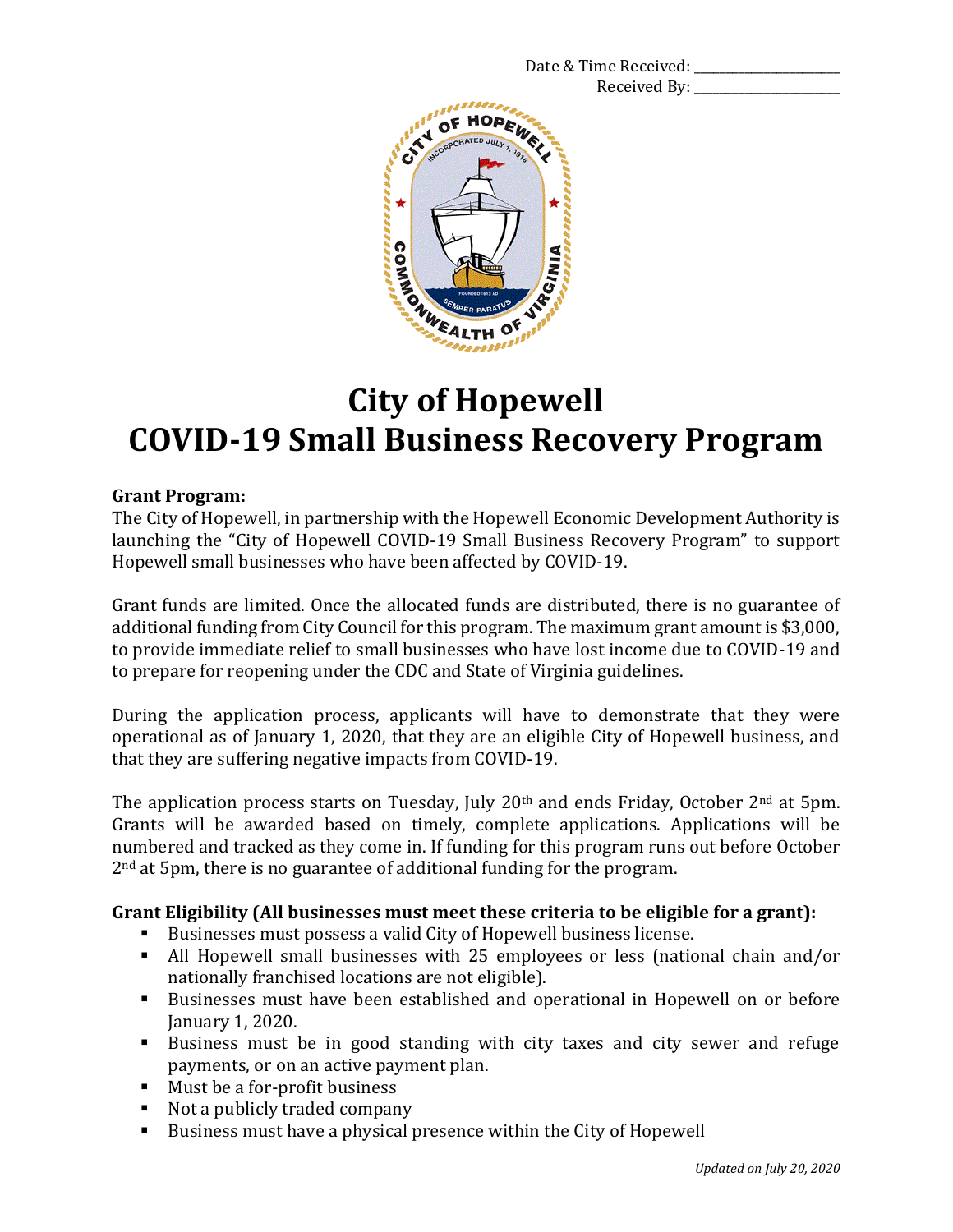Date & Time Received: ____________________

Received By: ____________________

# City of Hopewell
# COVID-19 Small Business Recovery Program

**Grant Program:**

The City of Hopewell, in partnership with the Hopewell Economic Development Authority is launching the "City of Hopewell COVID-19 Small Business Recovery Program" to support Hopewell small businesses who have been affected by COVID-19.

Grant funds are limited. Once the allocated funds are distributed, there is no guarantee of additional funding from City Council for this program. The maximum grant amount is $3,000, to provide immediate relief to small businesses who have lost income due to COVID-19 and to prepare for reopening under the CDC and State of Virginia guidelines.

During the application process, applicants will have to demonstrate that they were operational as of January 1, 2020, that they are an eligible City of Hopewell business, and that they are suffering negative impacts from COVID-19.

The application process starts on Tuesday, July 20th and ends Friday, October 2nd at 5pm. Grants will be awarded based on timely, complete applications. Applications will be numbered and tracked as they come in. If funding for this program runs out before October 2nd at 5pm, there is no guarantee of additional funding for the program.

**Grant Eligibility (All businesses must meet these criteria to be eligible for a grant):**

- Businesses must possess a valid City of Hopewell business license.
- All Hopewell small businesses with 25 employees or less (national chain and/or nationally franchised locations are not eligible).
- Businesses must have been established and operational in Hopewell on or before January 1, 2020.
- Business must be in good standing with city taxes and city sewer and refuge payments, or on an active payment plan.
- Must be a for-profit business
- Not a publicly traded company
- Business must have a physical presence within the City of Hopewell

*Updated on July 20, 2020*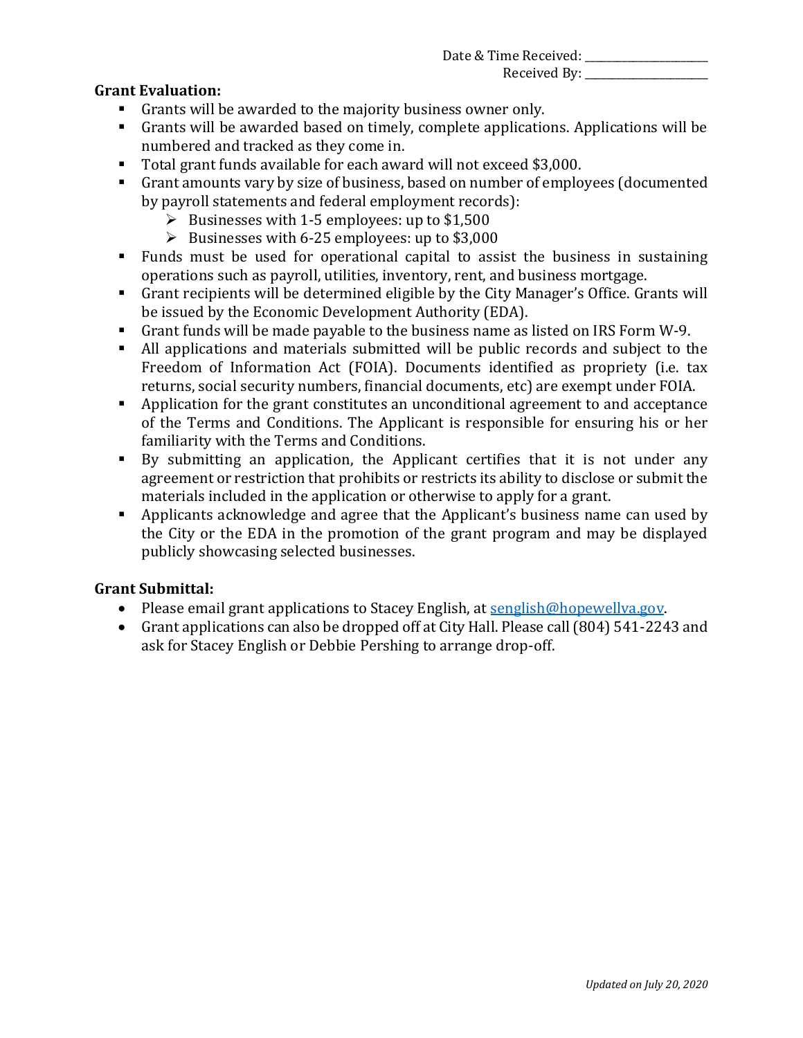Date & Time Received: ____________________

Received By: ____________________

**Grant Evaluation:**

- Grants will be awarded to the majority business owner only.
- Grants will be awarded based on timely, complete applications. Applications will be numbered and tracked as they come in.
- Total grant funds available for each award will not exceed $3,000.
- Grant amounts vary by size of business, based on number of employees (documented by payroll statements and federal employment records):
  - Businesses with 1-5 employees: up to $1,500
  - Businesses with 6-25 employees: up to $3,000
- Funds must be used for operational capital to assist the business in sustaining operations such as payroll, utilities, inventory, rent, and business mortgage.
- Grant recipients will be determined eligible by the City Manager's Office. Grants will be issued by the Economic Development Authority (EDA).
- Grant funds will be made payable to the business name as listed on IRS Form W-9.
- All applications and materials submitted will be public records and subject to the Freedom of Information Act (FOIA). Documents identified as propriety (i.e. tax returns, social security numbers, financial documents, etc) are exempt under FOIA.
- Application for the grant constitutes an unconditional agreement to and acceptance of the Terms and Conditions. The Applicant is responsible for ensuring his or her familiarity with the Terms and Conditions.
- By submitting an application, the Applicant certifies that it is not under any agreement or restriction that prohibits or restricts its ability to disclose or submit the materials included in the application or otherwise to apply for a grant.
- Applicants acknowledge and agree that the Applicant's business name can used by the City or the EDA in the promotion of the grant program and may be displayed publicly showcasing selected businesses.

**Grant Submittal:**

- Please email grant applications to Stacey English, at senglish@hopewellva.gov.
- Grant applications can also be dropped off at City Hall. Please call (804) 541-2243 and ask for Stacey English or Debbie Pershing to arrange drop-off.

*Updated on July 20, 2020*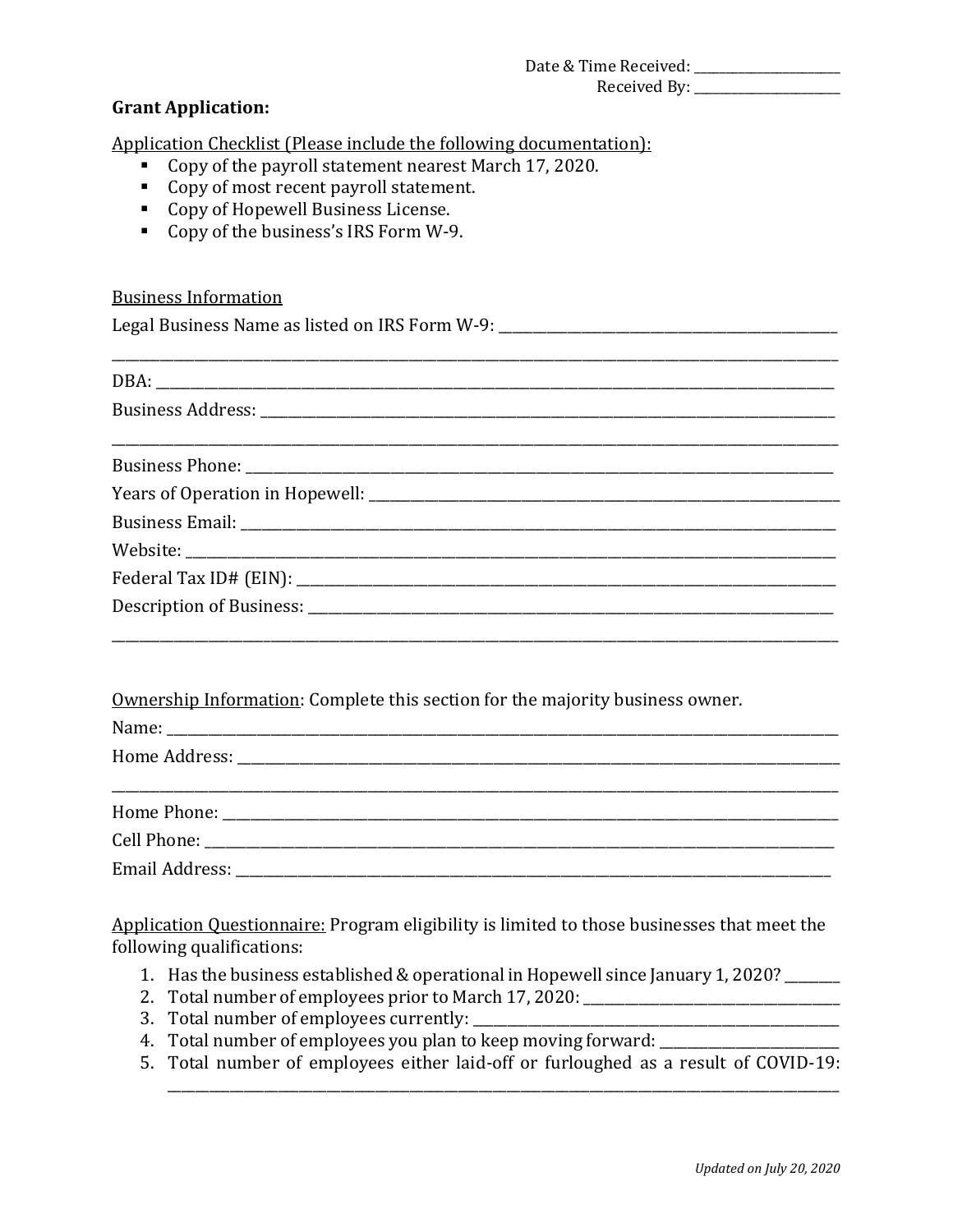Date & Time Received: ____________________
Received By: ____________________

**Grant Application:**

Application Checklist (Please include the following documentation):

- Copy of the payroll statement nearest March 17, 2020.
- Copy of most recent payroll statement.
- Copy of Hopewell Business License.
- Copy of the business's IRS Form W-9.

Business Information

Legal Business Name as listed on IRS Form W-9: ____________________________________________

________________________________________________________________________________________

DBA: ___________________________________________________________________________________

Business Address: _________________________________________________________________________

________________________________________________________________________________________

Business Phone: __________________________________________________________________________

Years of Operation in Hopewell: ____________________________________________________________

Business Email: ___________________________________________________________________________

Website: _________________________________________________________________________________

Federal Tax ID# (EIN): ______________________________________________________________________

Description of Business: ____________________________________________________________________

________________________________________________________________________________________

Ownership Information: Complete this section for the majority business owner.

Name: __________________________________________________________________________________

Home Address: ____________________________________________________________________________

________________________________________________________________________________________

Home Phone: _____________________________________________________________________________

Cell Phone: _______________________________________________________________________________

Email Address: ____________________________________________________________________________

Application Questionnaire: Program eligibility is limited to those businesses that meet the following qualifications:

1. Has the business established & operational in Hopewell since January 1, 2020? _______
2. Total number of employees prior to March 17, 2020: ___________________________________
3. Total number of employees currently: ______________________________________________
4. Total number of employees you plan to keep moving forward: _________________________
5. Total number of employees either laid-off or furloughed as a result of COVID-19: ________________________________________________________________________________

*Updated on July 20, 2020*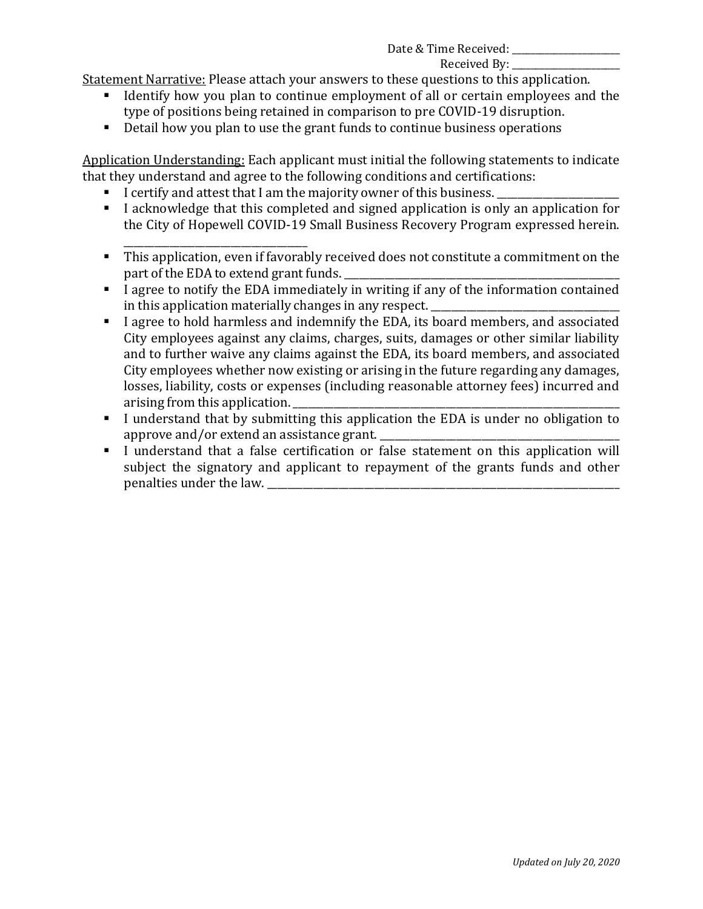Date & Time Received: ______________________

Received By: ______________________

<u>Statement Narrative:</u> Please attach your answers to these questions to this application.

- Identify how you plan to continue employment of all or certain employees and the type of positions being retained in comparison to pre COVID-19 disruption.
- Detail how you plan to use the grant funds to continue business operations

<u>Application Understanding:</u> Each applicant must initial the following statements to indicate that they understand and agree to the following conditions and certifications:

- I certify and attest that I am the majority owner of this business. ______________________
- I acknowledge that this completed and signed application is only an application for the City of Hopewell COVID-19 Small Business Recovery Program expressed herein. ________________________________
- This application, even if favorably received does not constitute a commitment on the part of the EDA to extend grant funds. ______________________
- I agree to notify the EDA immediately in writing if any of the information contained in this application materially changes in any respect. ______________________
- I agree to hold harmless and indemnify the EDA, its board members, and associated City employees against any claims, charges, suits, damages or other similar liability and to further waive any claims against the EDA, its board members, and associated City employees whether now existing or arising in the future regarding any damages, losses, liability, costs or expenses (including reasonable attorney fees) incurred and arising from this application. ______________________
- I understand that by submitting this application the EDA is under no obligation to approve and/or extend an assistance grant. ______________________
- I understand that a false certification or false statement on this application will subject the signatory and applicant to repayment of the grants funds and other penalties under the law. ______________________

*Updated on July 20, 2020*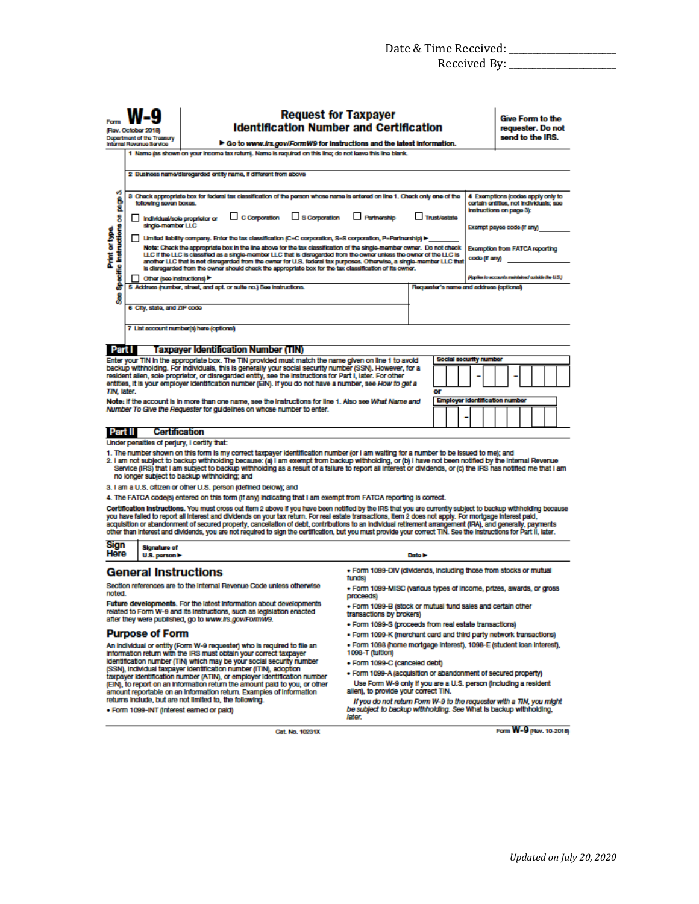Date & Time Received: ____________________

Received By: ____________________

Form **W-9**
(Rev. October 2018)
Department of the Treasury
Internal Revenue Service

# Request for Taxpayer Identification Number and Certification

▶ Go to *www.irs.gov/FormW9* for instructions and the latest information.

**Give Form to the requester. Do not send to the IRS.**

*Print or type. See Specific Instructions on page 3.*

1 Name (as shown on your income tax return). Name is required on this line; do not leave this line blank.

2 Business name/disregarded entity name, if different from above

3 Check appropriate box for federal tax classification of the person whose name is entered on line 1. Check only **one** of the following seven boxes.

☐ Individual/sole proprietor or single-member LLC ☐ C Corporation ☐ S Corporation ☐ Partnership ☐ Trust/estate

☐ Limited liability company. Enter the tax classification (C=C corporation, S=S corporation, P=Partnership) ▶ ________

**Note:** Check the appropriate box in the line above for the tax classification of the single-member owner. Do not check LLC if the LLC is classified as a single-member LLC that is disregarded from the owner unless the owner of the LLC is another LLC that is **not** disregarded from the owner for U.S. federal tax purposes. Otherwise, a single-member LLC that is disregarded from the owner should check the appropriate box for the tax classification of its owner.

☐ Other (see instructions) ▶

4 Exemptions (codes apply only to certain entities, not individuals; see instructions on page 3):

Exempt payee code (if any) ________

Exemption from FATCA reporting code (if any) ________

*(Applies to accounts maintained outside the U.S.)*

5 Address (number, street, and apt. or suite no.) See instructions.

Requester's name and address (optional)

6 City, state, and ZIP code

7 List account number(s) here (optional)

## Part I Taxpayer Identification Number (TIN)

Enter your TIN in the appropriate box. The TIN provided must match the name given on line 1 to avoid backup withholding. For individuals, this is generally your social security number (SSN). However, for a resident alien, sole proprietor, or disregarded entity, see the instructions for Part I, later. For other entities, it is your employer identification number (EIN). If you do not have a number, see *How to get a TIN*, later.

**Note:** If the account is in more than one name, see the instructions for line 1. Also see *What Name and Number To Give the Requester* for guidelines on whose number to enter.

**Social security number**

☐☐☐ – ☐☐ – ☐☐☐☐

**or**

**Employer identification number**

☐☐ – ☐☐☐☐☐☐☐

## Part II Certification

Under penalties of perjury, I certify that:

1. The number shown on this form is my correct taxpayer identification number (or I am waiting for a number to be issued to me); and
2. I am not subject to backup withholding because: (a) I am exempt from backup withholding, or (b) I have not been notified by the Internal Revenue Service (IRS) that I am subject to backup withholding as a result of a failure to report all interest or dividends, or (c) the IRS has notified me that I am no longer subject to backup withholding; and
3. I am a U.S. citizen or other U.S. person (defined below); and
4. The FATCA code(s) entered on this form (if any) indicating that I am exempt from FATCA reporting is correct.

**Certification instructions.** You must cross out item 2 above if you have been notified by the IRS that you are currently subject to backup withholding because you have failed to report all interest and dividends on your tax return. For real estate transactions, item 2 does not apply. For mortgage interest paid, acquisition or abandonment of secured property, cancellation of debt, contributions to an individual retirement arrangement (IRA), and generally, payments other than interest and dividends, you are not required to sign the certification, but you must provide your correct TIN. See the instructions for Part II, later.

**Sign Here** Signature of U.S. person ▶ Date ▶

## General Instructions

Section references are to the Internal Revenue Code unless otherwise noted.

**Future developments.** For the latest information about developments related to Form W-9 and its instructions, such as legislation enacted after they were published, go to *www.irs.gov/FormW9*.

## Purpose of Form

An individual or entity (Form W-9 requester) who is required to file an information return with the IRS must obtain your correct taxpayer identification number (TIN) which may be your social security number (SSN), individual taxpayer identification number (ITIN), adoption taxpayer identification number (ATIN), or employer identification number (EIN), to report on an information return the amount paid to you, or other amount reportable on an information return. Examples of information returns include, but are not limited to, the following.

- Form 1099-INT (interest earned or paid)
- Form 1099-DIV (dividends, including those from stocks or mutual funds)
- Form 1099-MISC (various types of income, prizes, awards, or gross proceeds)
- Form 1099-B (stock or mutual fund sales and certain other transactions by brokers)
- Form 1099-S (proceeds from real estate transactions)
- Form 1099-K (merchant card and third party network transactions)
- Form 1098 (home mortgage interest), 1098-E (student loan interest), 1098-T (tuition)
- Form 1099-C (canceled debt)
- Form 1099-A (acquisition or abandonment of secured property)

Use Form W-9 only if you are a U.S. person (including a resident alien), to provide your correct TIN.

*If you do not return Form W-9 to the requester with a TIN, you might be subject to backup withholding. See* What is backup withholding, *later.*

Cat. No. 10231X Form **W-9** (Rev. 10-2018)

*Updated on July 20, 2020*